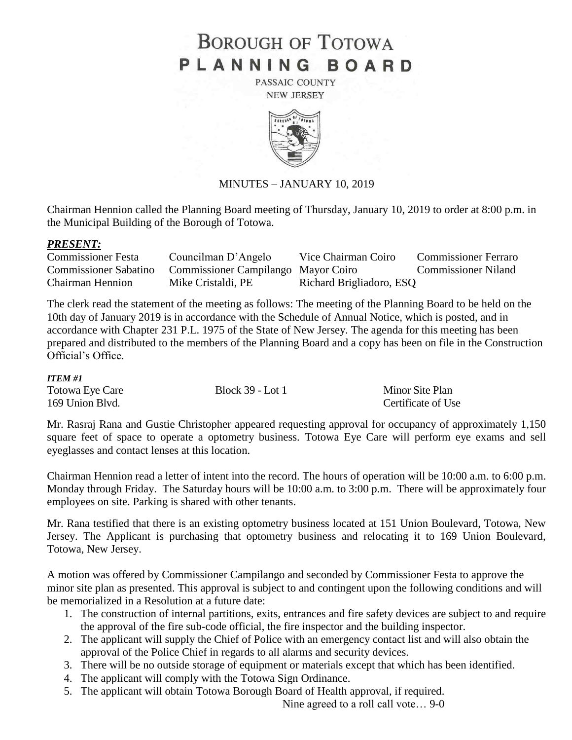# BOROUGH OF TOTOWA
# PLANNING BOARD

PASSAIC COUNTY
NEW JERSEY

MINUTES – JANUARY 10, 2019

Chairman Hennion called the Planning Board meeting of Thursday, January 10, 2019 to order at 8:00 p.m. in the Municipal Building of the Borough of Totowa.

### *PRESENT:*

| | | | |
|---|---|---|---|
| Commissioner Festa | Councilman D'Angelo | Vice Chairman Coiro | Commissioner Ferraro |
| Commissioner Sabatino | Commissioner Campilango | Mayor Coiro | Commissioner Niland |
| Chairman Hennion | Mike Cristaldi, PE | Richard Brigliadoro, ESQ | |

The clerk read the statement of the meeting as follows: The meeting of the Planning Board to be held on the 10th day of January 2019 is in accordance with the Schedule of Annual Notice, which is posted, and in accordance with Chapter 231 P.L. 1975 of the State of New Jersey. The agenda for this meeting has been prepared and distributed to the members of the Planning Board and a copy has been on file in the Construction Official's Office.

***ITEM #1***

| | | |
|---|---|---|
| Totowa Eye Care | Block 39 - Lot 1 | Minor Site Plan |
| 169 Union Blvd. | | Certificate of Use |

Mr. Rasraj Rana and Gustie Christopher appeared requesting approval for occupancy of approximately 1,150 square feet of space to operate a optometry business. Totowa Eye Care will perform eye exams and sell eyeglasses and contact lenses at this location.

Chairman Hennion read a letter of intent into the record. The hours of operation will be 10:00 a.m. to 6:00 p.m. Monday through Friday. The Saturday hours will be 10:00 a.m. to 3:00 p.m. There will be approximately four employees on site. Parking is shared with other tenants.

Mr. Rana testified that there is an existing optometry business located at 151 Union Boulevard, Totowa, New Jersey. The Applicant is purchasing that optometry business and relocating it to 169 Union Boulevard, Totowa, New Jersey.

A motion was offered by Commissioner Campilango and seconded by Commissioner Festa to approve the minor site plan as presented. This approval is subject to and contingent upon the following conditions and will be memorialized in a Resolution at a future date:

1. The construction of internal partitions, exits, entrances and fire safety devices are subject to and require the approval of the fire sub-code official, the fire inspector and the building inspector.
2. The applicant will supply the Chief of Police with an emergency contact list and will also obtain the approval of the Police Chief in regards to all alarms and security devices.
3. There will be no outside storage of equipment or materials except that which has been identified.
4. The applicant will comply with the Totowa Sign Ordinance.
5. The applicant will obtain Totowa Borough Board of Health approval, if required.

Nine agreed to a roll call vote… 9-0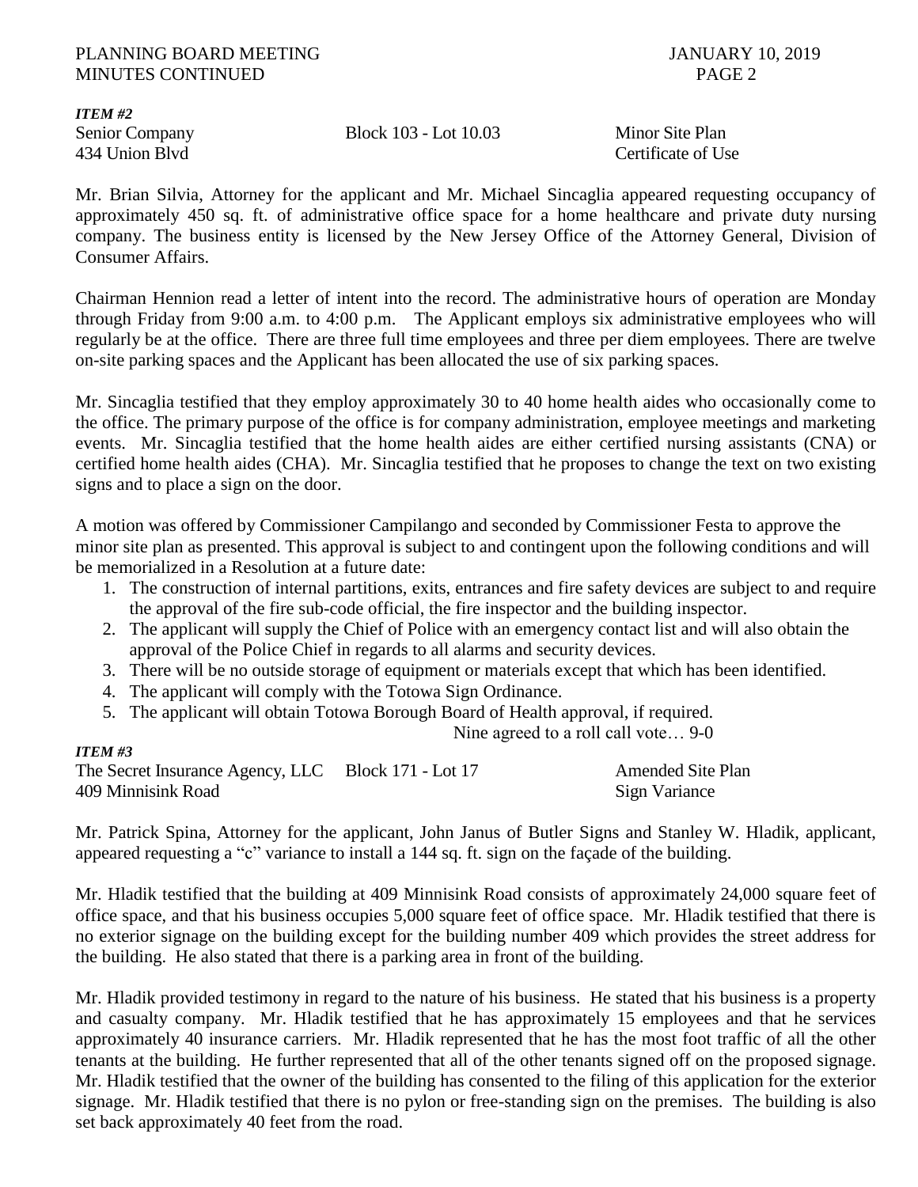***ITEM #2***

Senior Company Block 103 - Lot 10.03 Minor Site Plan
434 Union Blvd Certificate of Use

Mr. Brian Silvia, Attorney for the applicant and Mr. Michael Sincaglia appeared requesting occupancy of approximately 450 sq. ft. of administrative office space for a home healthcare and private duty nursing company. The business entity is licensed by the New Jersey Office of the Attorney General, Division of Consumer Affairs.

Chairman Hennion read a letter of intent into the record. The administrative hours of operation are Monday through Friday from 9:00 a.m. to 4:00 p.m. The Applicant employs six administrative employees who will regularly be at the office. There are three full time employees and three per diem employees. There are twelve on-site parking spaces and the Applicant has been allocated the use of six parking spaces.

Mr. Sincaglia testified that they employ approximately 30 to 40 home health aides who occasionally come to the office. The primary purpose of the office is for company administration, employee meetings and marketing events. Mr. Sincaglia testified that the home health aides are either certified nursing assistants (CNA) or certified home health aides (CHA). Mr. Sincaglia testified that he proposes to change the text on two existing signs and to place a sign on the door.

A motion was offered by Commissioner Campilango and seconded by Commissioner Festa to approve the minor site plan as presented. This approval is subject to and contingent upon the following conditions and will be memorialized in a Resolution at a future date:

1. The construction of internal partitions, exits, entrances and fire safety devices are subject to and require the approval of the fire sub-code official, the fire inspector and the building inspector.
2. The applicant will supply the Chief of Police with an emergency contact list and will also obtain the approval of the Police Chief in regards to all alarms and security devices.
3. There will be no outside storage of equipment or materials except that which has been identified.
4. The applicant will comply with the Totowa Sign Ordinance.
5. The applicant will obtain Totowa Borough Board of Health approval, if required.

Nine agreed to a roll call vote… 9-0

***ITEM #3***

The Secret Insurance Agency, LLC Block 171 - Lot 17 Amended Site Plan
409 Minnisink Road Sign Variance

Mr. Patrick Spina, Attorney for the applicant, John Janus of Butler Signs and Stanley W. Hladik, applicant, appeared requesting a "c" variance to install a 144 sq. ft. sign on the façade of the building.

Mr. Hladik testified that the building at 409 Minnisink Road consists of approximately 24,000 square feet of office space, and that his business occupies 5,000 square feet of office space. Mr. Hladik testified that there is no exterior signage on the building except for the building number 409 which provides the street address for the building. He also stated that there is a parking area in front of the building.

Mr. Hladik provided testimony in regard to the nature of his business. He stated that his business is a property and casualty company. Mr. Hladik testified that he has approximately 15 employees and that he services approximately 40 insurance carriers. Mr. Hladik represented that he has the most foot traffic of all the other tenants at the building. He further represented that all of the other tenants signed off on the proposed signage. Mr. Hladik testified that the owner of the building has consented to the filing of this application for the exterior signage. Mr. Hladik testified that there is no pylon or free-standing sign on the premises. The building is also set back approximately 40 feet from the road.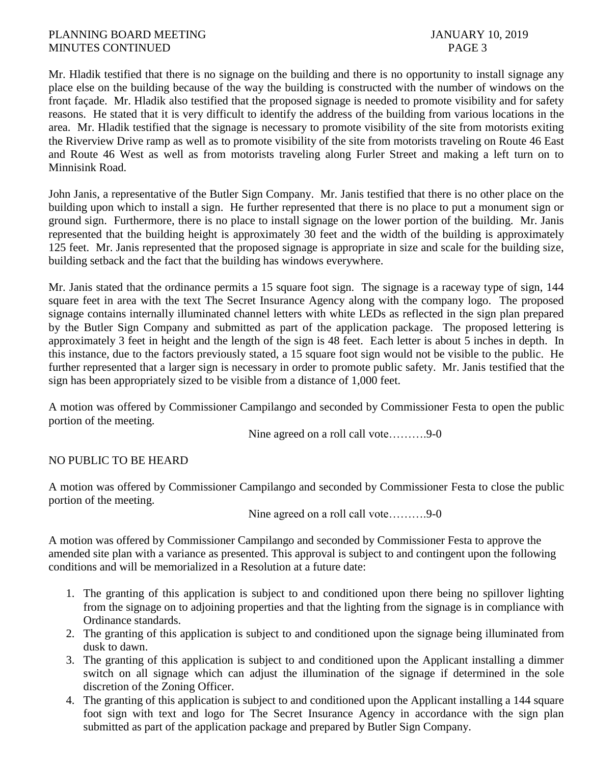Mr. Hladik testified that there is no signage on the building and there is no opportunity to install signage any place else on the building because of the way the building is constructed with the number of windows on the front façade. Mr. Hladik also testified that the proposed signage is needed to promote visibility and for safety reasons. He stated that it is very difficult to identify the address of the building from various locations in the area. Mr. Hladik testified that the signage is necessary to promote visibility of the site from motorists exiting the Riverview Drive ramp as well as to promote visibility of the site from motorists traveling on Route 46 East and Route 46 West as well as from motorists traveling along Furler Street and making a left turn on to Minnisink Road.

John Janis, a representative of the Butler Sign Company. Mr. Janis testified that there is no other place on the building upon which to install a sign. He further represented that there is no place to put a monument sign or ground sign. Furthermore, there is no place to install signage on the lower portion of the building. Mr. Janis represented that the building height is approximately 30 feet and the width of the building is approximately 125 feet. Mr. Janis represented that the proposed signage is appropriate in size and scale for the building size, building setback and the fact that the building has windows everywhere.

Mr. Janis stated that the ordinance permits a 15 square foot sign. The signage is a raceway type of sign, 144 square feet in area with the text The Secret Insurance Agency along with the company logo. The proposed signage contains internally illuminated channel letters with white LEDs as reflected in the sign plan prepared by the Butler Sign Company and submitted as part of the application package. The proposed lettering is approximately 3 feet in height and the length of the sign is 48 feet. Each letter is about 5 inches in depth. In this instance, due to the factors previously stated, a 15 square foot sign would not be visible to the public. He further represented that a larger sign is necessary in order to promote public safety. Mr. Janis testified that the sign has been appropriately sized to be visible from a distance of 1,000 feet.

A motion was offered by Commissioner Campilango and seconded by Commissioner Festa to open the public portion of the meeting.

Nine agreed on a roll call vote……….9-0

NO PUBLIC TO BE HEARD

A motion was offered by Commissioner Campilango and seconded by Commissioner Festa to close the public portion of the meeting.

Nine agreed on a roll call vote……….9-0

A motion was offered by Commissioner Campilango and seconded by Commissioner Festa to approve the amended site plan with a variance as presented. This approval is subject to and contingent upon the following conditions and will be memorialized in a Resolution at a future date:

1. The granting of this application is subject to and conditioned upon there being no spillover lighting from the signage on to adjoining properties and that the lighting from the signage is in compliance with Ordinance standards.
2. The granting of this application is subject to and conditioned upon the signage being illuminated from dusk to dawn.
3. The granting of this application is subject to and conditioned upon the Applicant installing a dimmer switch on all signage which can adjust the illumination of the signage if determined in the sole discretion of the Zoning Officer.
4. The granting of this application is subject to and conditioned upon the Applicant installing a 144 square foot sign with text and logo for The Secret Insurance Agency in accordance with the sign plan submitted as part of the application package and prepared by Butler Sign Company.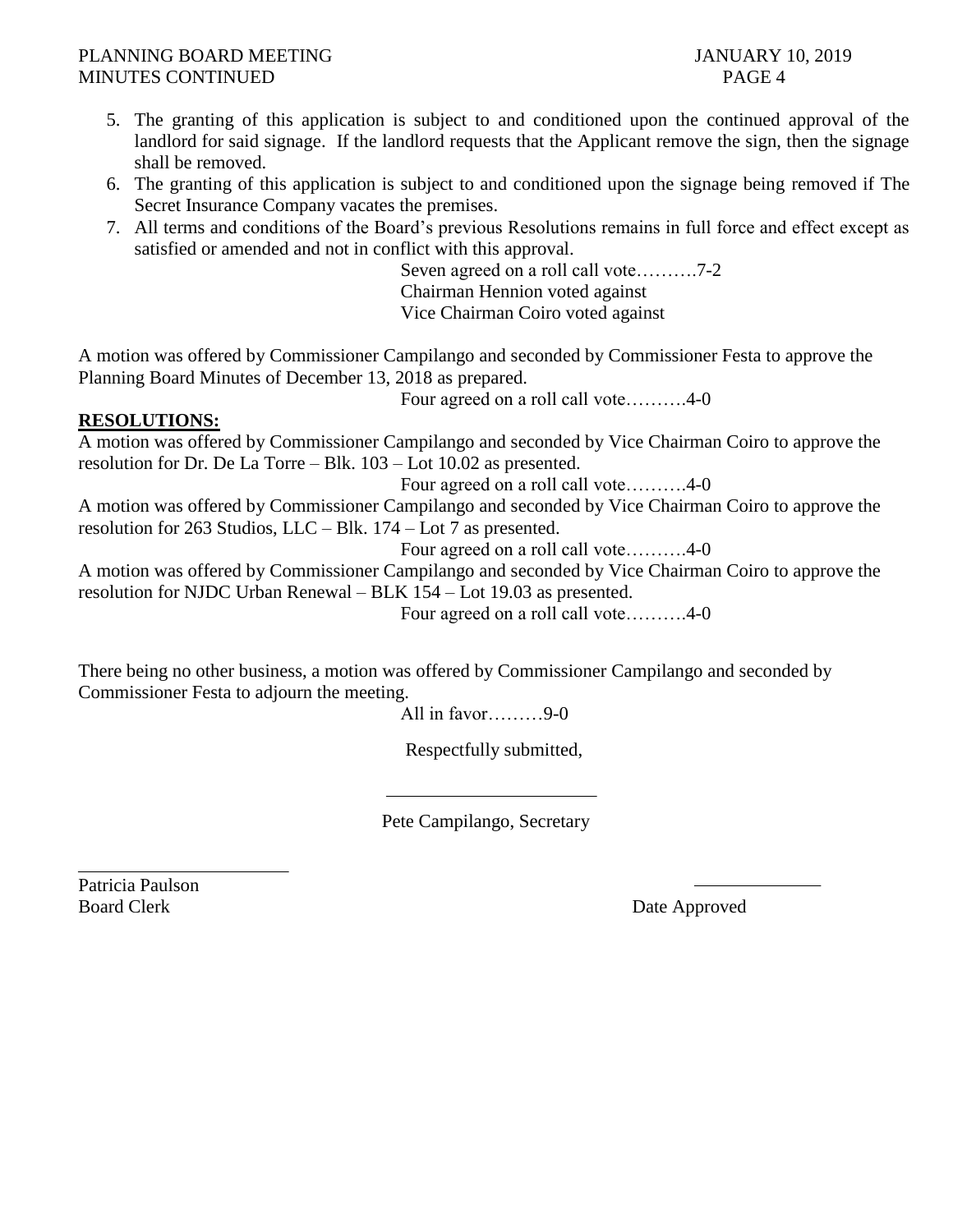5. The granting of this application is subject to and conditioned upon the continued approval of the landlord for said signage. If the landlord requests that the Applicant remove the sign, then the signage shall be removed.
6. The granting of this application is subject to and conditioned upon the signage being removed if The Secret Insurance Company vacates the premises.
7. All terms and conditions of the Board's previous Resolutions remains in full force and effect except as satisfied or amended and not in conflict with this approval.

Seven agreed on a roll call vote……….7-2
Chairman Hennion voted against
Vice Chairman Coiro voted against

A motion was offered by Commissioner Campilango and seconded by Commissioner Festa to approve the Planning Board Minutes of December 13, 2018 as prepared.

Four agreed on a roll call vote……….4-0

**RESOLUTIONS:**

A motion was offered by Commissioner Campilango and seconded by Vice Chairman Coiro to approve the resolution for Dr. De La Torre – Blk. 103 – Lot 10.02 as presented.

Four agreed on a roll call vote……….4-0

A motion was offered by Commissioner Campilango and seconded by Vice Chairman Coiro to approve the resolution for 263 Studios, LLC – Blk. 174 – Lot 7 as presented.

Four agreed on a roll call vote……….4-0

A motion was offered by Commissioner Campilango and seconded by Vice Chairman Coiro to approve the resolution for NJDC Urban Renewal – BLK 154 – Lot 19.03 as presented.

Four agreed on a roll call vote……….4-0

There being no other business, a motion was offered by Commissioner Campilango and seconded by Commissioner Festa to adjourn the meeting.

All in favor………9-0

Respectfully submitted,

\_\_\_\_\_\_\_\_\_\_\_\_\_\_\_\_\_\_\_\_\_\_\_

Pete Campilango, Secretary

\_\_\_\_\_\_\_\_\_\_\_\_\_\_\_\_\_\_\_\_\_\_\_

Patricia Paulson
Board Clerk

\_\_\_\_\_\_\_\_\_\_\_\_\_\_

Date Approved